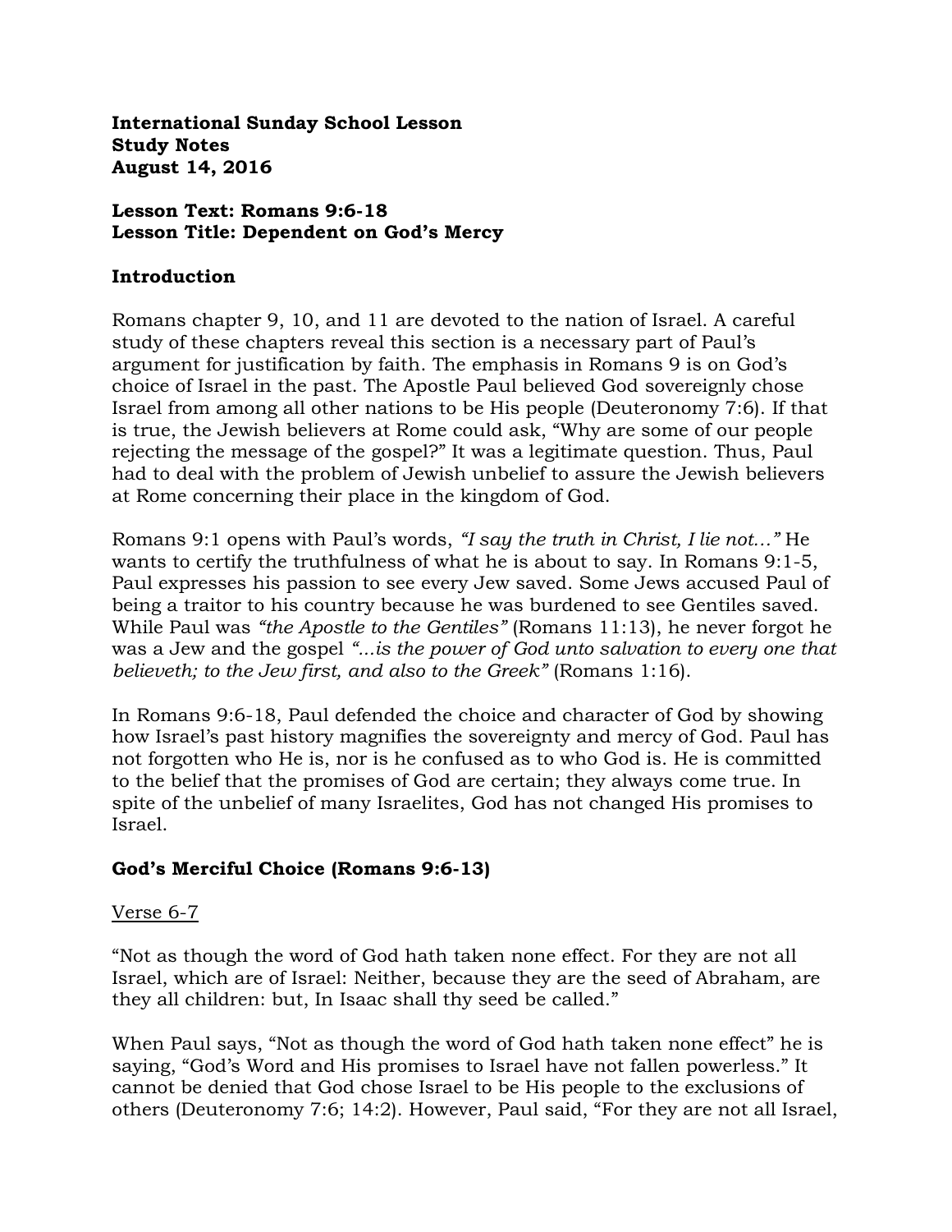**International Sunday School Lesson**
**Study Notes**
**August 14, 2016**

**Lesson Text: Romans 9:6-18**
**Lesson Title: Dependent on God's Mercy**

## Introduction

Romans chapter 9, 10, and 11 are devoted to the nation of Israel. A careful study of these chapters reveal this section is a necessary part of Paul's argument for justification by faith. The emphasis in Romans 9 is on God's choice of Israel in the past. The Apostle Paul believed God sovereignly chose Israel from among all other nations to be His people (Deuteronomy 7:6). If that is true, the Jewish believers at Rome could ask, "Why are some of our people rejecting the message of the gospel?" It was a legitimate question. Thus, Paul had to deal with the problem of Jewish unbelief to assure the Jewish believers at Rome concerning their place in the kingdom of God.

Romans 9:1 opens with Paul's words, *"I say the truth in Christ, I lie not…"* He wants to certify the truthfulness of what he is about to say. In Romans 9:1-5, Paul expresses his passion to see every Jew saved. Some Jews accused Paul of being a traitor to his country because he was burdened to see Gentiles saved. While Paul was *"the Apostle to the Gentiles"* (Romans 11:13), he never forgot he was a Jew and the gospel *"…is the power of God unto salvation to every one that believeth; to the Jew first, and also to the Greek"* (Romans 1:16).

In Romans 9:6-18, Paul defended the choice and character of God by showing how Israel's past history magnifies the sovereignty and mercy of God. Paul has not forgotten who He is, nor is he confused as to who God is. He is committed to the belief that the promises of God are certain; they always come true. In spite of the unbelief of many Israelites, God has not changed His promises to Israel.

## God's Merciful Choice (Romans 9:6-13)

<u>Verse 6-7</u>

"Not as though the word of God hath taken none effect. For they are not all Israel, which are of Israel: Neither, because they are the seed of Abraham, are they all children: but, In Isaac shall thy seed be called."

When Paul says, "Not as though the word of God hath taken none effect" he is saying, "God's Word and His promises to Israel have not fallen powerless." It cannot be denied that God chose Israel to be His people to the exclusions of others (Deuteronomy 7:6; 14:2). However, Paul said, "For they are not all Israel,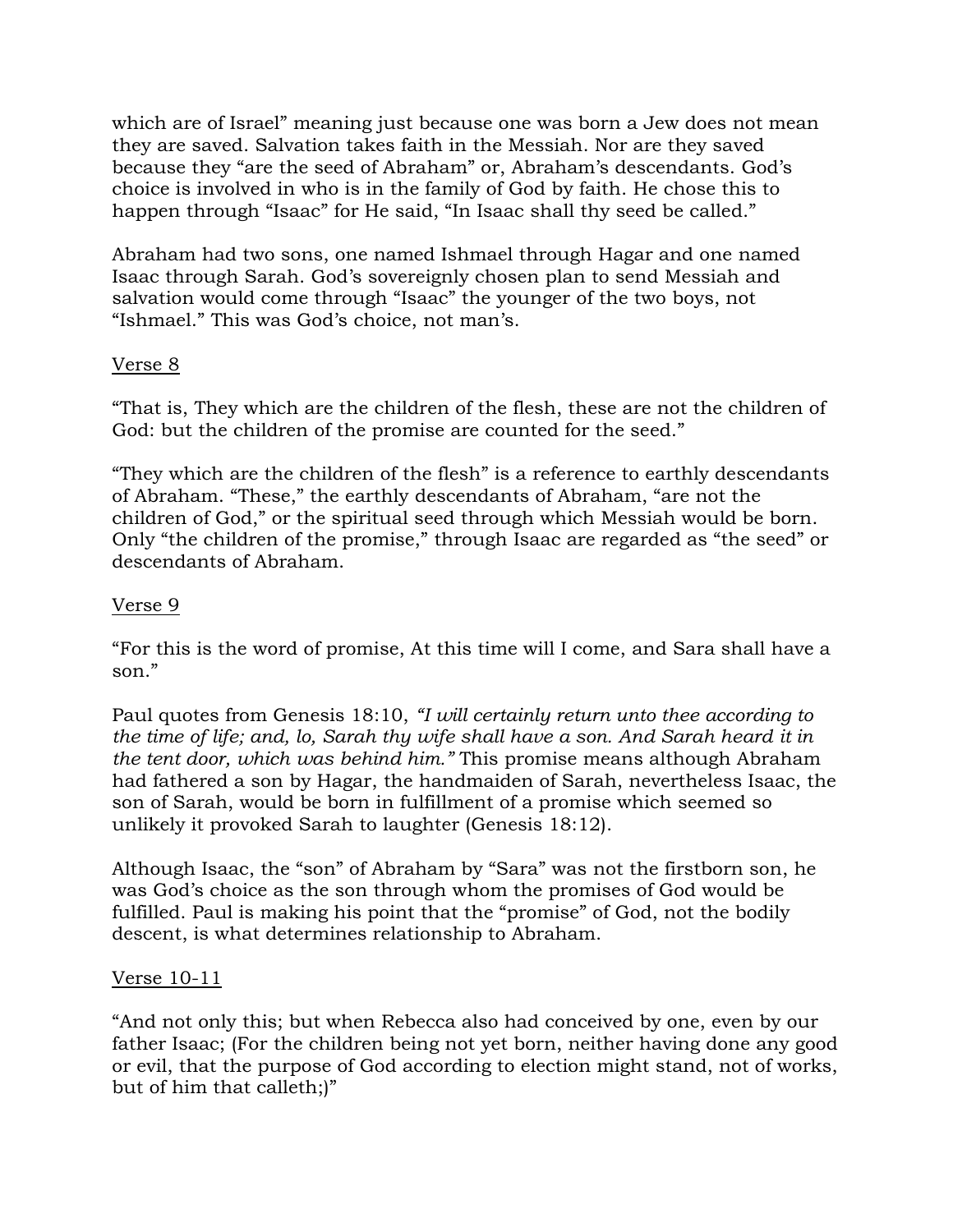which are of Israel" meaning just because one was born a Jew does not mean they are saved. Salvation takes faith in the Messiah. Nor are they saved because they "are the seed of Abraham" or, Abraham's descendants. God's choice is involved in who is in the family of God by faith. He chose this to happen through "Isaac" for He said, "In Isaac shall thy seed be called."

Abraham had two sons, one named Ishmael through Hagar and one named Isaac through Sarah. God's sovereignly chosen plan to send Messiah and salvation would come through "Isaac" the younger of the two boys, not "Ishmael." This was God's choice, not man's.

<u>Verse 8</u>

"That is, They which are the children of the flesh, these are not the children of God: but the children of the promise are counted for the seed."

"They which are the children of the flesh" is a reference to earthly descendants of Abraham. "These," the earthly descendants of Abraham, "are not the children of God," or the spiritual seed through which Messiah would be born. Only "the children of the promise," through Isaac are regarded as "the seed" or descendants of Abraham.

<u>Verse 9</u>

"For this is the word of promise, At this time will I come, and Sara shall have a son."

Paul quotes from Genesis 18:10, *"I will certainly return unto thee according to the time of life; and, lo, Sarah thy wife shall have a son. And Sarah heard it in the tent door, which was behind him."* This promise means although Abraham had fathered a son by Hagar, the handmaiden of Sarah, nevertheless Isaac, the son of Sarah, would be born in fulfillment of a promise which seemed so unlikely it provoked Sarah to laughter (Genesis 18:12).

Although Isaac, the "son" of Abraham by "Sara" was not the firstborn son, he was God's choice as the son through whom the promises of God would be fulfilled. Paul is making his point that the "promise" of God, not the bodily descent, is what determines relationship to Abraham.

<u>Verse 10-11</u>

"And not only this; but when Rebecca also had conceived by one, even by our father Isaac; (For the children being not yet born, neither having done any good or evil, that the purpose of God according to election might stand, not of works, but of him that calleth;)"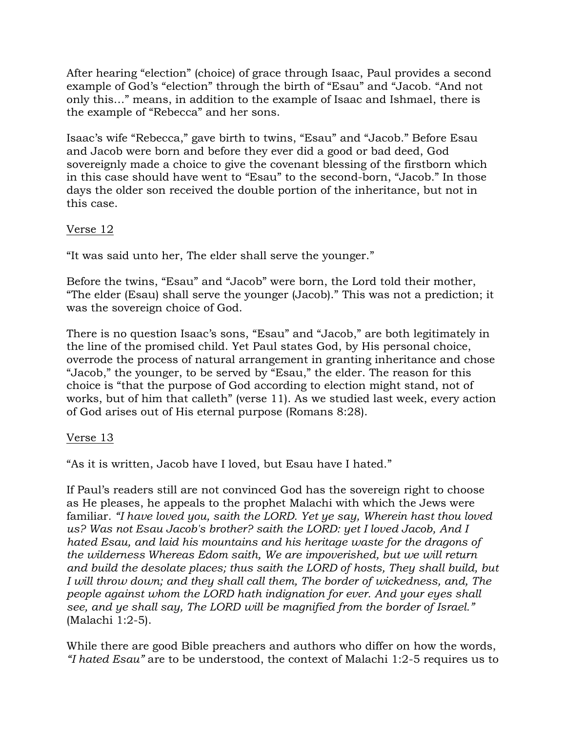After hearing "election" (choice) of grace through Isaac, Paul provides a second example of God's "election" through the birth of "Esau" and "Jacob. "And not only this…" means, in addition to the example of Isaac and Ishmael, there is the example of "Rebecca" and her sons.

Isaac's wife "Rebecca," gave birth to twins, "Esau" and "Jacob." Before Esau and Jacob were born and before they ever did a good or bad deed, God sovereignly made a choice to give the covenant blessing of the firstborn which in this case should have went to "Esau" to the second-born, "Jacob." In those days the older son received the double portion of the inheritance, but not in this case.

<u>Verse 12</u>

"It was said unto her, The elder shall serve the younger."

Before the twins, "Esau" and "Jacob" were born, the Lord told their mother, "The elder (Esau) shall serve the younger (Jacob)." This was not a prediction; it was the sovereign choice of God.

There is no question Isaac's sons, "Esau" and "Jacob," are both legitimately in the line of the promised child. Yet Paul states God, by His personal choice, overrode the process of natural arrangement in granting inheritance and chose "Jacob," the younger, to be served by "Esau," the elder. The reason for this choice is "that the purpose of God according to election might stand, not of works, but of him that calleth" (verse 11). As we studied last week, every action of God arises out of His eternal purpose (Romans 8:28).

<u>Verse 13</u>

"As it is written, Jacob have I loved, but Esau have I hated."

If Paul's readers still are not convinced God has the sovereign right to choose as He pleases, he appeals to the prophet Malachi with which the Jews were familiar. *"I have loved you, saith the LORD. Yet ye say, Wherein hast thou loved us? Was not Esau Jacob's brother? saith the LORD: yet I loved Jacob, And I hated Esau, and laid his mountains and his heritage waste for the dragons of the wilderness Whereas Edom saith, We are impoverished, but we will return and build the desolate places; thus saith the LORD of hosts, They shall build, but I will throw down; and they shall call them, The border of wickedness, and, The people against whom the LORD hath indignation for ever. And your eyes shall see, and ye shall say, The LORD will be magnified from the border of Israel."* (Malachi 1:2-5).

While there are good Bible preachers and authors who differ on how the words, *"I hated Esau"* are to be understood, the context of Malachi 1:2-5 requires us to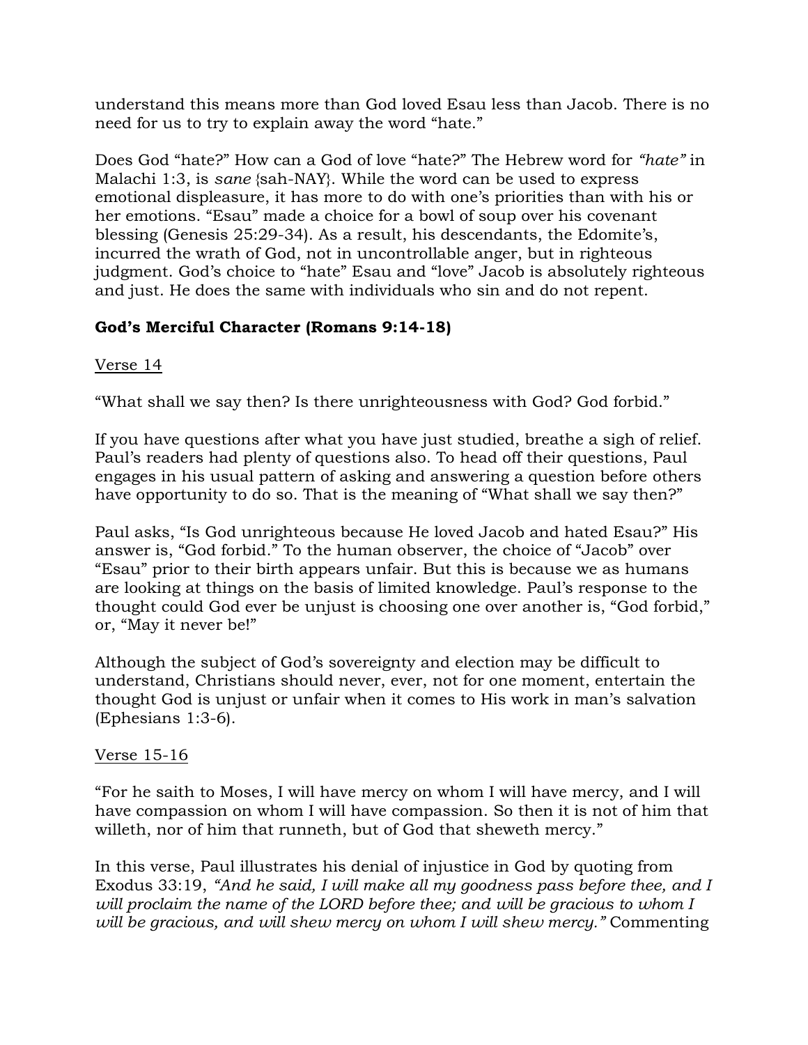understand this means more than God loved Esau less than Jacob. There is no need for us to try to explain away the word "hate."

Does God "hate?" How can a God of love "hate?" The Hebrew word for *"hate"* in Malachi 1:3, is *sane* {sah-NAY}. While the word can be used to express emotional displeasure, it has more to do with one's priorities than with his or her emotions. "Esau" made a choice for a bowl of soup over his covenant blessing (Genesis 25:29-34). As a result, his descendants, the Edomite's, incurred the wrath of God, not in uncontrollable anger, but in righteous judgment. God's choice to "hate" Esau and "love" Jacob is absolutely righteous and just. He does the same with individuals who sin and do not repent.

**God's Merciful Character (Romans 9:14-18)**

Verse 14

"What shall we say then? Is there unrighteousness with God? God forbid."

If you have questions after what you have just studied, breathe a sigh of relief. Paul's readers had plenty of questions also. To head off their questions, Paul engages in his usual pattern of asking and answering a question before others have opportunity to do so. That is the meaning of "What shall we say then?"

Paul asks, "Is God unrighteous because He loved Jacob and hated Esau?" His answer is, "God forbid." To the human observer, the choice of "Jacob" over "Esau" prior to their birth appears unfair. But this is because we as humans are looking at things on the basis of limited knowledge. Paul's response to the thought could God ever be unjust is choosing one over another is, "God forbid," or, "May it never be!"

Although the subject of God's sovereignty and election may be difficult to understand, Christians should never, ever, not for one moment, entertain the thought God is unjust or unfair when it comes to His work in man's salvation (Ephesians 1:3-6).

Verse 15-16

"For he saith to Moses, I will have mercy on whom I will have mercy, and I will have compassion on whom I will have compassion. So then it is not of him that willeth, nor of him that runneth, but of God that sheweth mercy."

In this verse, Paul illustrates his denial of injustice in God by quoting from Exodus 33:19, *"And he said, I will make all my goodness pass before thee, and I will proclaim the name of the LORD before thee; and will be gracious to whom I will be gracious, and will shew mercy on whom I will shew mercy."* Commenting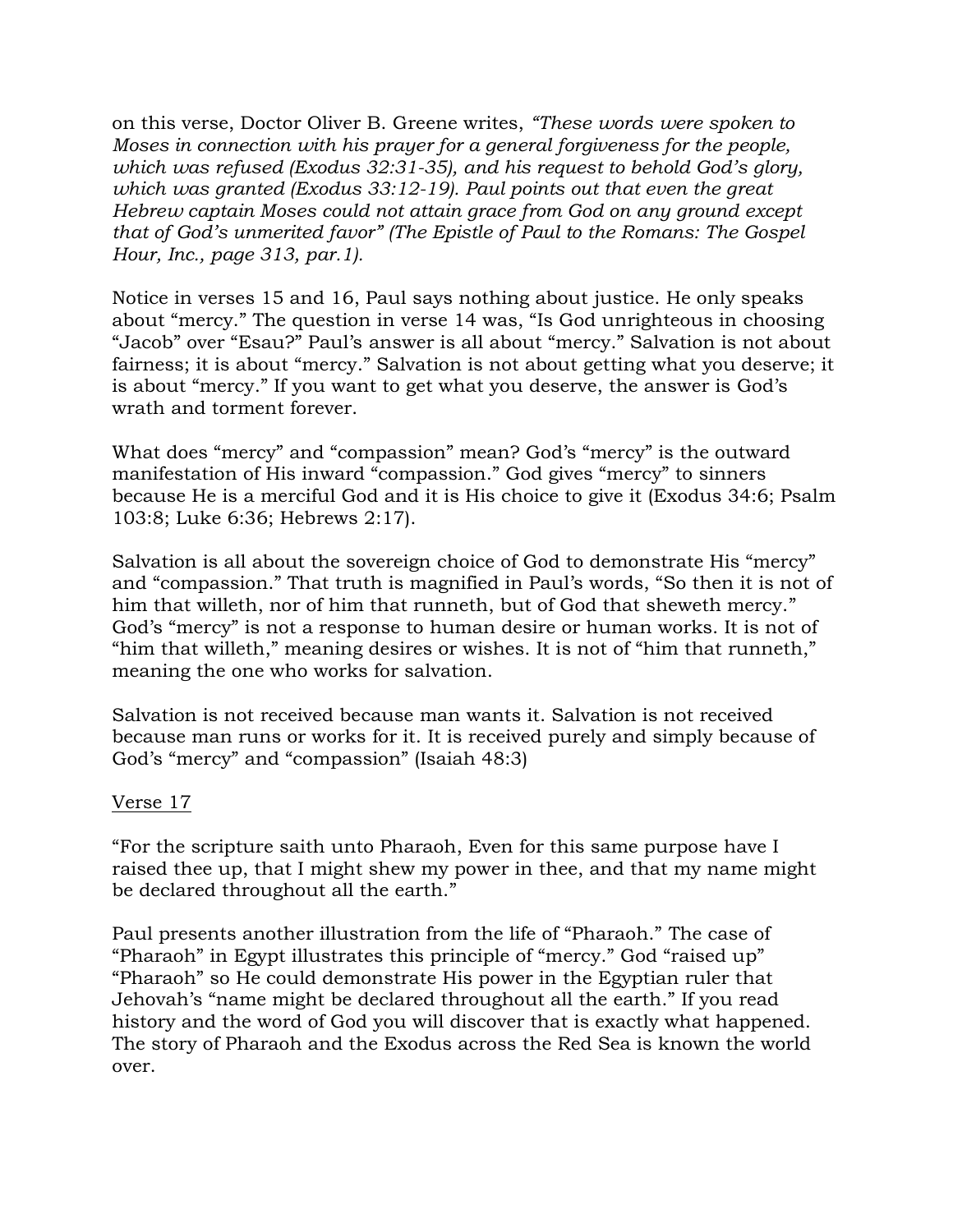on this verse, Doctor Oliver B. Greene writes, *"These words were spoken to Moses in connection with his prayer for a general forgiveness for the people, which was refused (Exodus 32:31-35), and his request to behold God's glory, which was granted (Exodus 33:12-19). Paul points out that even the great Hebrew captain Moses could not attain grace from God on any ground except that of God's unmerited favor" (The Epistle of Paul to the Romans: The Gospel Hour, Inc., page 313, par.1).*

Notice in verses 15 and 16, Paul says nothing about justice. He only speaks about "mercy." The question in verse 14 was, "Is God unrighteous in choosing "Jacob" over "Esau?" Paul's answer is all about "mercy." Salvation is not about fairness; it is about "mercy." Salvation is not about getting what you deserve; it is about "mercy." If you want to get what you deserve, the answer is God's wrath and torment forever.

What does "mercy" and "compassion" mean? God's "mercy" is the outward manifestation of His inward "compassion." God gives "mercy" to sinners because He is a merciful God and it is His choice to give it (Exodus 34:6; Psalm 103:8; Luke 6:36; Hebrews 2:17).

Salvation is all about the sovereign choice of God to demonstrate His "mercy" and "compassion." That truth is magnified in Paul's words, "So then it is not of him that willeth, nor of him that runneth, but of God that sheweth mercy." God's "mercy" is not a response to human desire or human works. It is not of "him that willeth," meaning desires or wishes. It is not of "him that runneth," meaning the one who works for salvation.

Salvation is not received because man wants it. Salvation is not received because man runs or works for it. It is received purely and simply because of God's "mercy" and "compassion" (Isaiah 48:3)

<u>Verse 17</u>

"For the scripture saith unto Pharaoh, Even for this same purpose have I raised thee up, that I might shew my power in thee, and that my name might be declared throughout all the earth."

Paul presents another illustration from the life of "Pharaoh." The case of "Pharaoh" in Egypt illustrates this principle of "mercy." God "raised up" "Pharaoh" so He could demonstrate His power in the Egyptian ruler that Jehovah's "name might be declared throughout all the earth." If you read history and the word of God you will discover that is exactly what happened. The story of Pharaoh and the Exodus across the Red Sea is known the world over.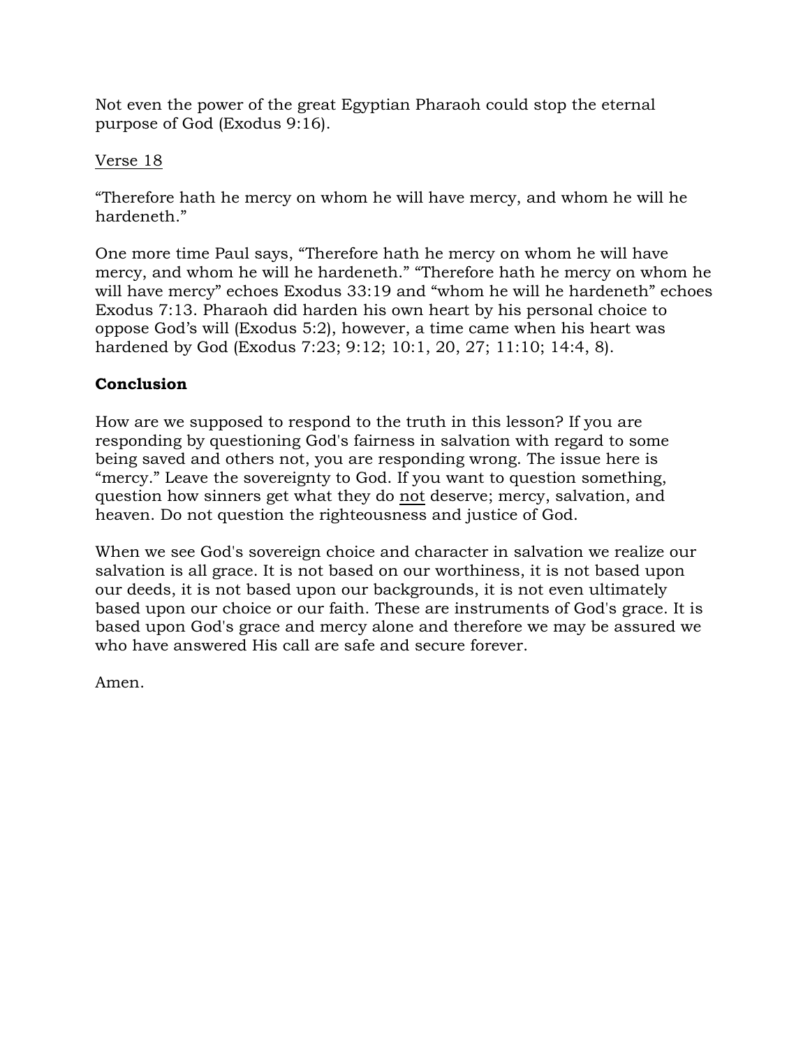Not even the power of the great Egyptian Pharaoh could stop the eternal purpose of God (Exodus 9:16).

<u>Verse 18</u>

“Therefore hath he mercy on whom he will have mercy, and whom he will he hardeneth.”

One more time Paul says, “Therefore hath he mercy on whom he will have mercy, and whom he will he hardeneth.” “Therefore hath he mercy on whom he will have mercy” echoes Exodus 33:19 and “whom he will he hardeneth” echoes Exodus 7:13. Pharaoh did harden his own heart by his personal choice to oppose God’s will (Exodus 5:2), however, a time came when his heart was hardened by God (Exodus 7:23; 9:12; 10:1, 20, 27; 11:10; 14:4, 8).

**Conclusion**

How are we supposed to respond to the truth in this lesson? If you are responding by questioning God's fairness in salvation with regard to some being saved and others not, you are responding wrong. The issue here is “mercy.” Leave the sovereignty to God. If you want to question something, question how sinners get what they do <u>not</u> deserve; mercy, salvation, and heaven. Do not question the righteousness and justice of God.

When we see God's sovereign choice and character in salvation we realize our salvation is all grace. It is not based on our worthiness, it is not based upon our deeds, it is not based upon our backgrounds, it is not even ultimately based upon our choice or our faith. These are instruments of God's grace. It is based upon God's grace and mercy alone and therefore we may be assured we who have answered His call are safe and secure forever.

Amen.